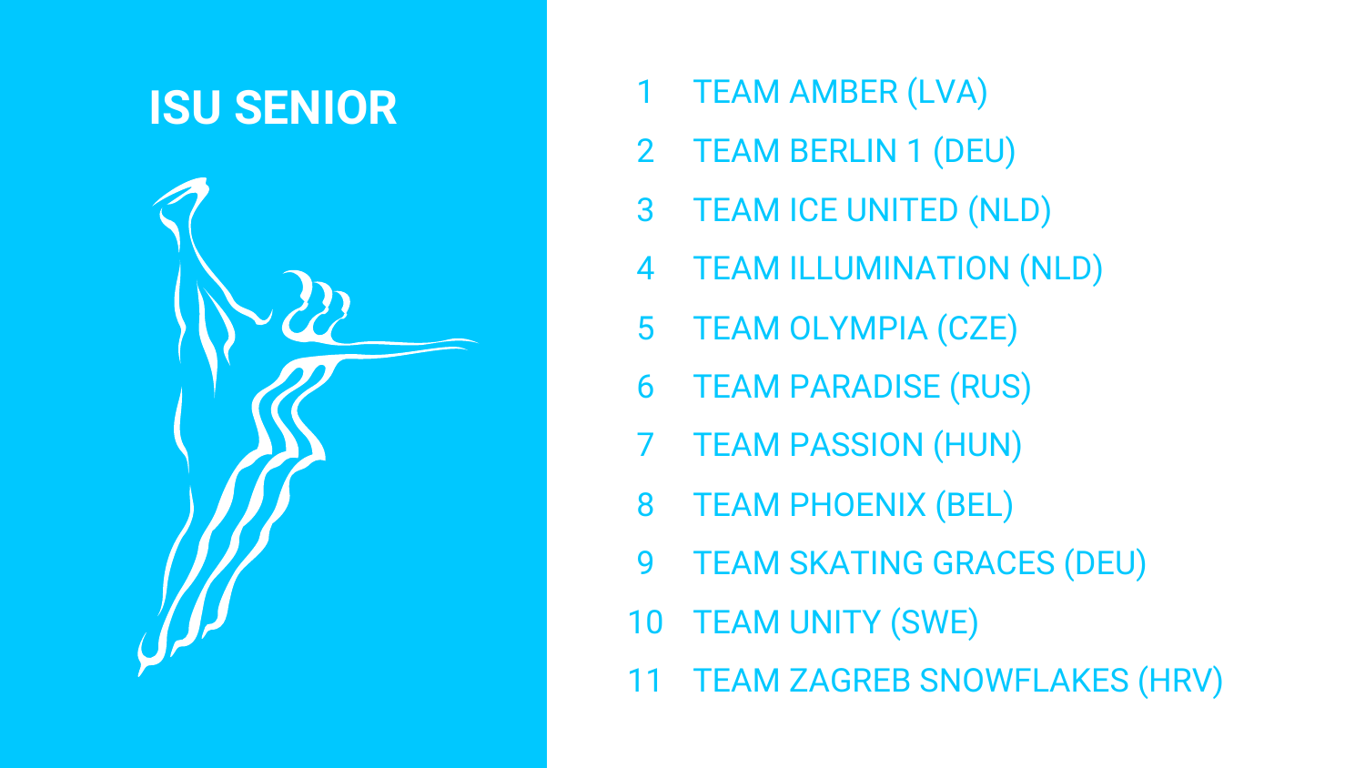# ISU SENIOR

1. TEAM AMBER (LVA)
2. TEAM BERLIN 1 (DEU)
3. TEAM ICE UNITED (NLD)
4. TEAM ILLUMINATION (NLD)
5. TEAM OLYMPIA (CZE)
6. TEAM PARADISE (RUS)
7. TEAM PASSION (HUN)
8. TEAM PHOENIX (BEL)
9. TEAM SKATING GRACES (DEU)
10. TEAM UNITY (SWE)
11. TEAM ZAGREB SNOWFLAKES (HRV)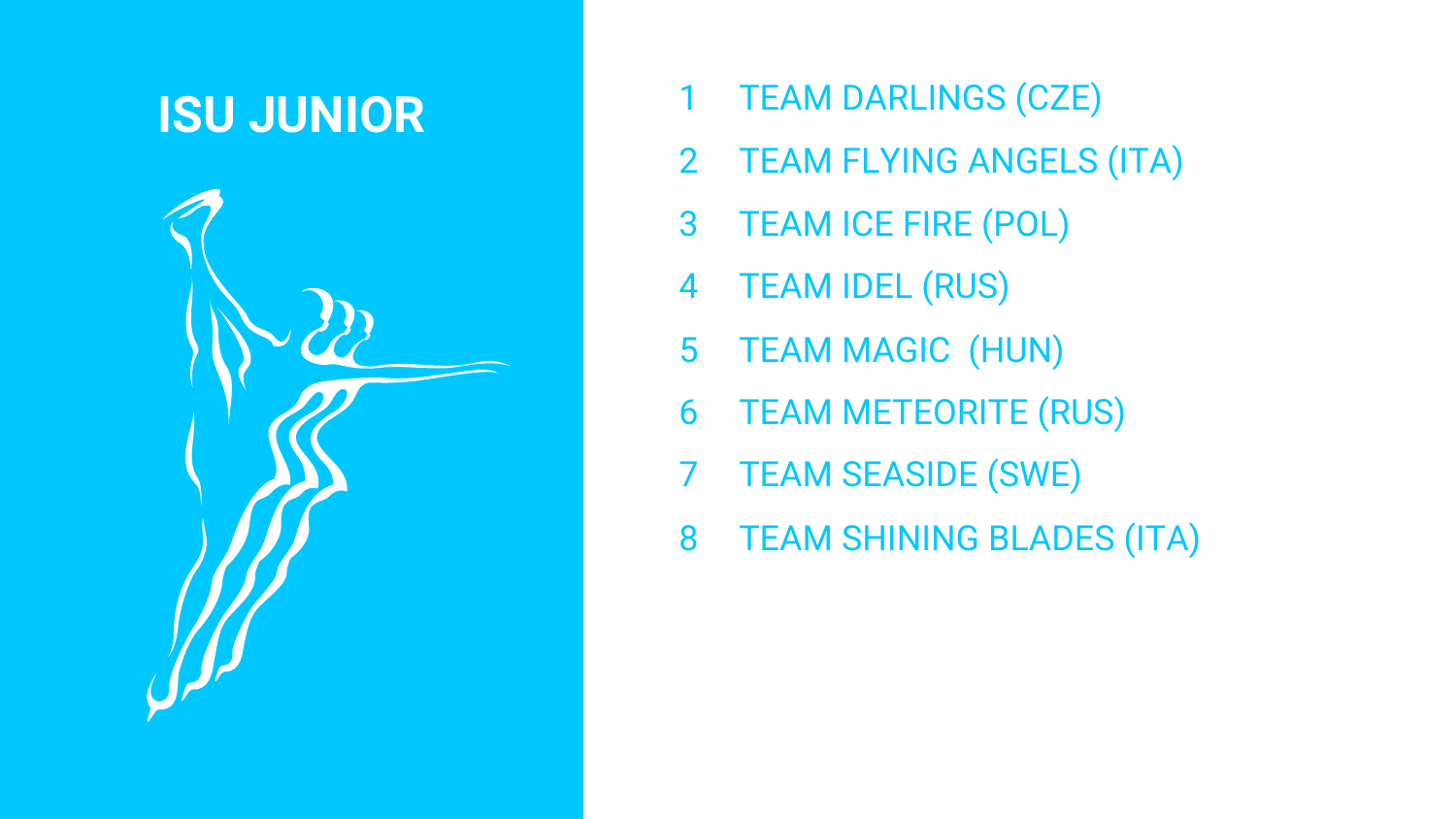# ISU JUNIOR

1. TEAM DARLINGS (CZE)
2. TEAM FLYING ANGELS (ITA)
3. TEAM ICE FIRE (POL)
4. TEAM IDEL (RUS)
5. TEAM MAGIC  (HUN)
6. TEAM METEORITE (RUS)
7. TEAM SEASIDE (SWE)
8. TEAM SHINING BLADES (ITA)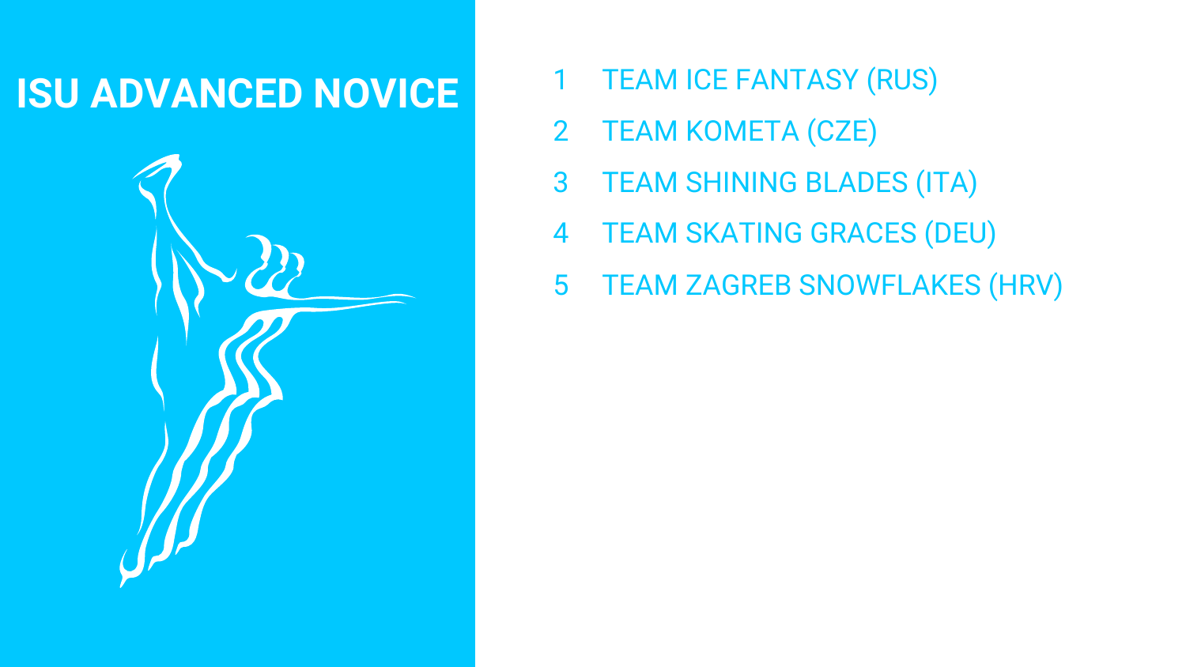# ISU ADVANCED NOVICE

1. TEAM ICE FANTASY (RUS)
2. TEAM KOMETA (CZE)
3. TEAM SHINING BLADES (ITA)
4. TEAM SKATING GRACES (DEU)
5. TEAM ZAGREB SNOWFLAKES (HRV)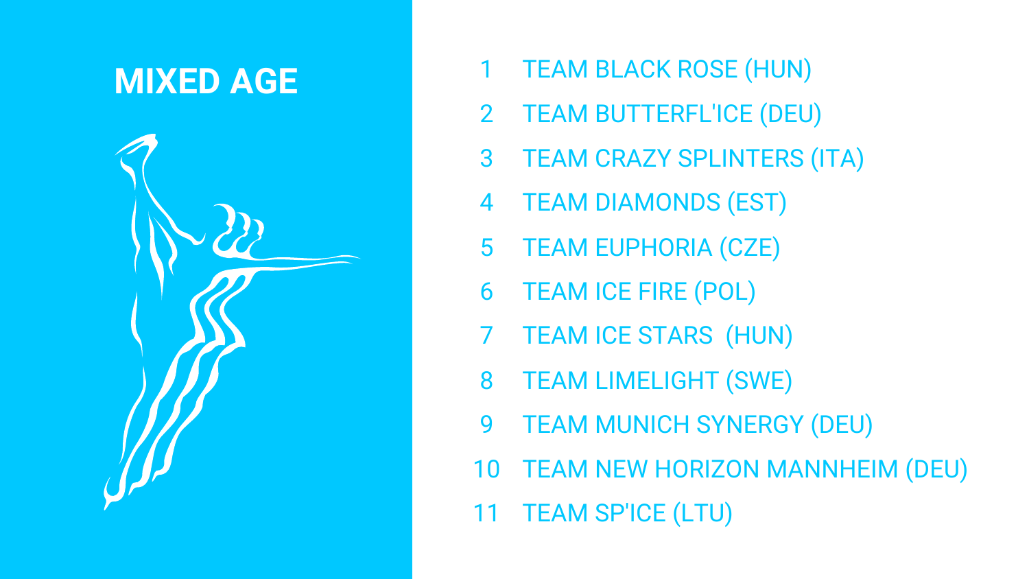# MIXED AGE

1. TEAM BLACK ROSE (HUN)
2. TEAM BUTTERFL'ICE (DEU)
3. TEAM CRAZY SPLINTERS (ITA)
4. TEAM DIAMONDS (EST)
5. TEAM EUPHORIA (CZE)
6. TEAM ICE FIRE (POL)
7. TEAM ICE STARS (HUN)
8. TEAM LIMELIGHT (SWE)
9. TEAM MUNICH SYNERGY (DEU)
10. TEAM NEW HORIZON MANNHEIM (DEU)
11. TEAM SP'ICE (LTU)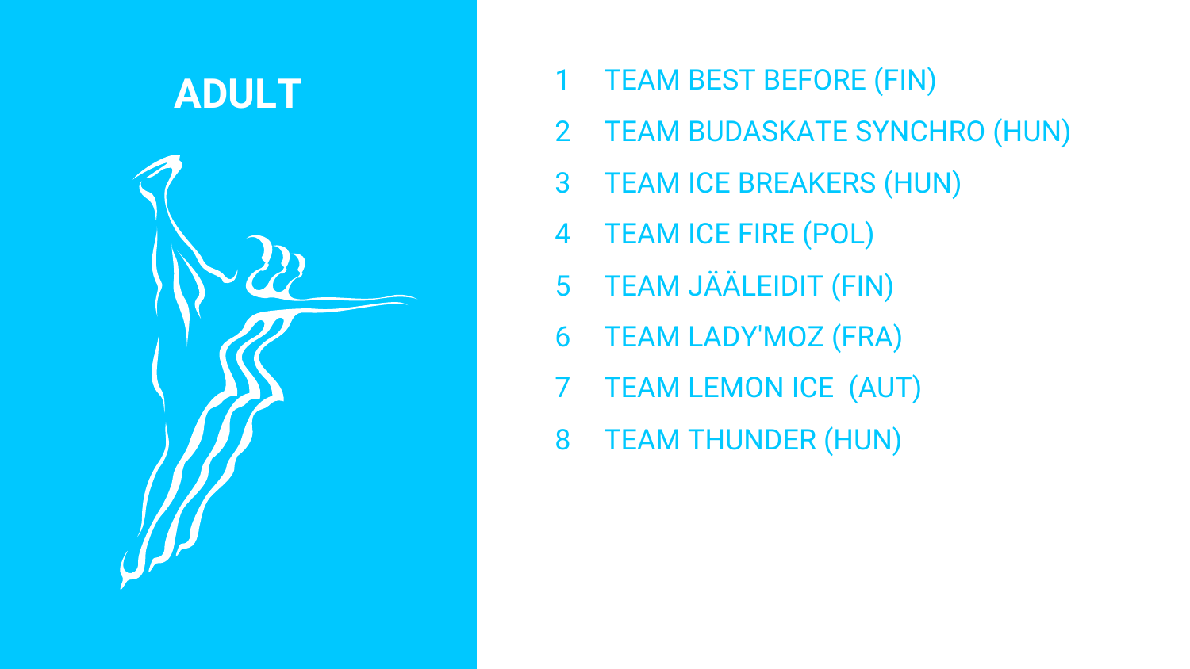# ADULT

1. TEAM BEST BEFORE (FIN)
2. TEAM BUDASKATE SYNCHRO (HUN)
3. TEAM ICE BREAKERS (HUN)
4. TEAM ICE FIRE (POL)
5. TEAM JÄÄLEIDIT (FIN)
6. TEAM LADY'MOZ (FRA)
7. TEAM LEMON ICE (AUT)
8. TEAM THUNDER (HUN)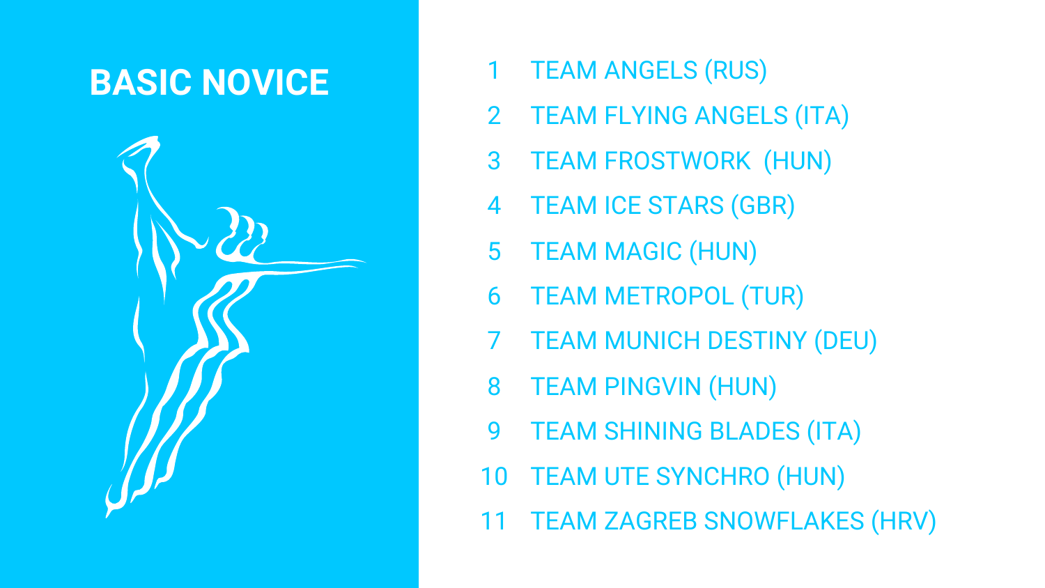# BASIC NOVICE

1. TEAM ANGELS (RUS)
2. TEAM FLYING ANGELS (ITA)
3. TEAM FROSTWORK (HUN)
4. TEAM ICE STARS (GBR)
5. TEAM MAGIC (HUN)
6. TEAM METROPOL (TUR)
7. TEAM MUNICH DESTINY (DEU)
8. TEAM PINGVIN (HUN)
9. TEAM SHINING BLADES (ITA)
10. TEAM UTE SYNCHRO (HUN)
11. TEAM ZAGREB SNOWFLAKES (HRV)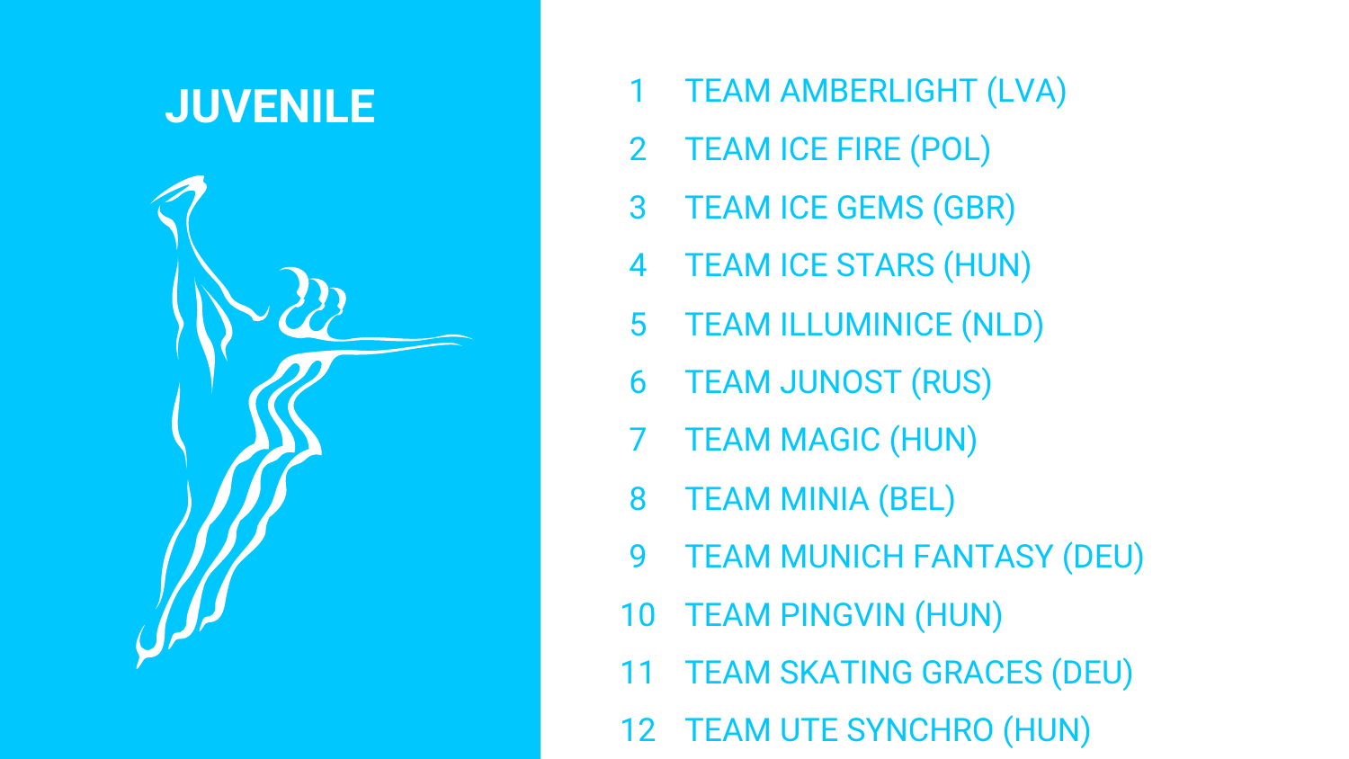# JUVENILE

1. TEAM AMBERLIGHT (LVA)
2. TEAM ICE FIRE (POL)
3. TEAM ICE GEMS (GBR)
4. TEAM ICE STARS (HUN)
5. TEAM ILLUMINICE (NLD)
6. TEAM JUNOST (RUS)
7. TEAM MAGIC (HUN)
8. TEAM MINIA (BEL)
9. TEAM MUNICH FANTASY (DEU)
10. TEAM PINGVIN (HUN)
11. TEAM SKATING GRACES (DEU)
12. TEAM UTE SYNCHRO (HUN)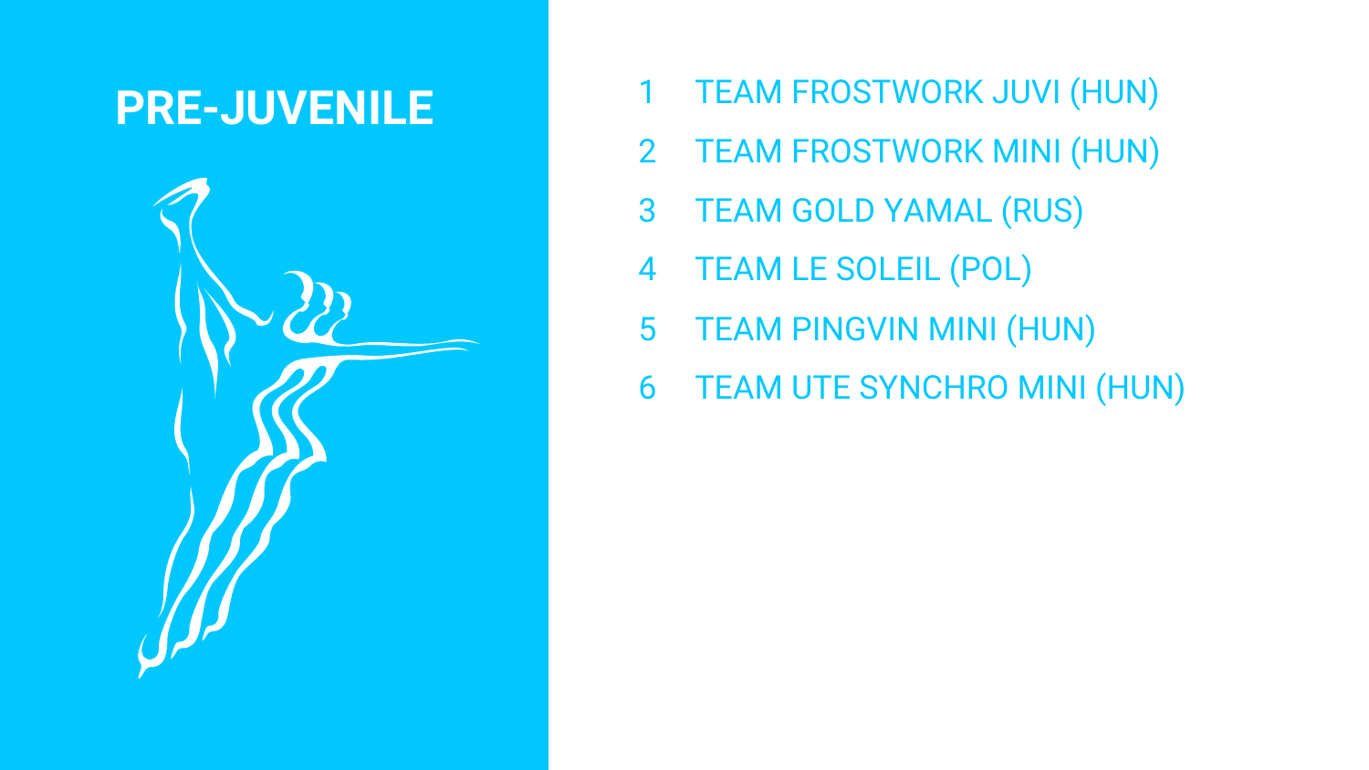# PRE-JUVENILE

1. TEAM FROSTWORK JUVI (HUN)
2. TEAM FROSTWORK MINI (HUN)
3. TEAM GOLD YAMAL (RUS)
4. TEAM LE SOLEIL (POL)
5. TEAM PINGVIN MINI (HUN)
6. TEAM UTE SYNCHRO MINI (HUN)